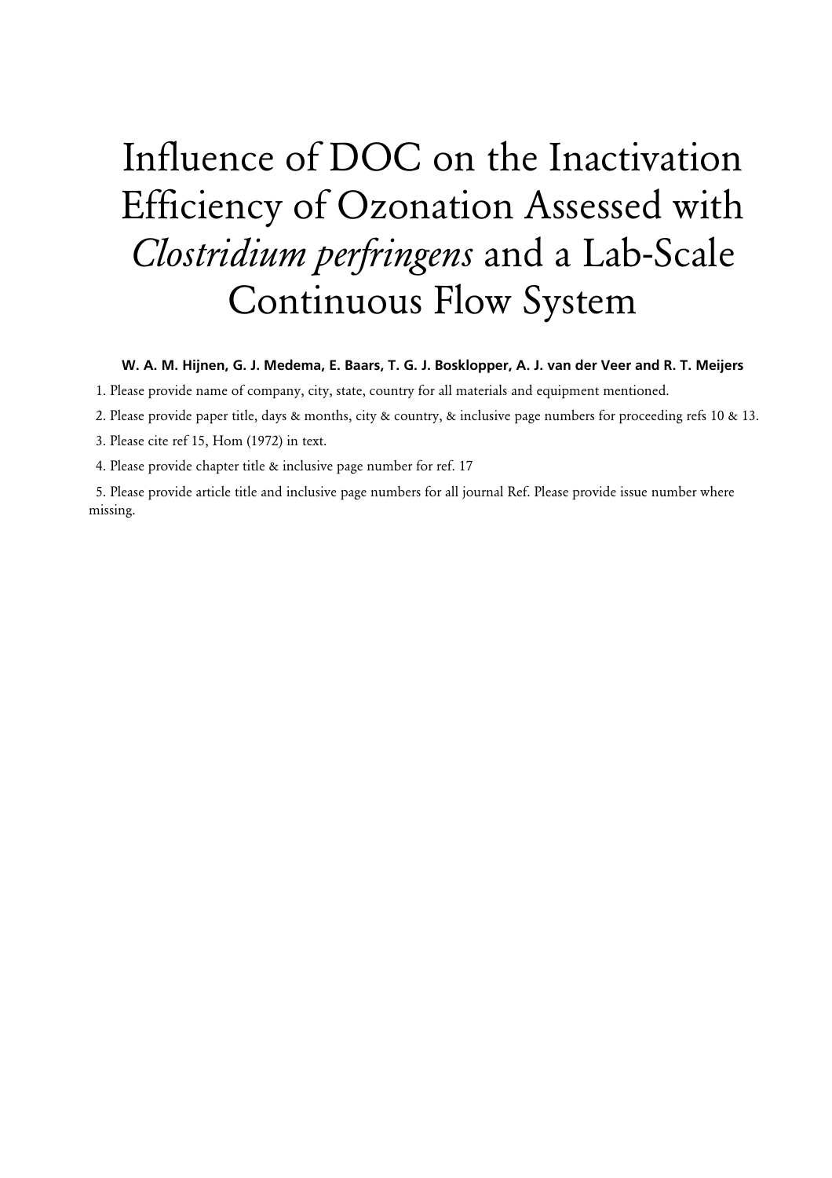# Influence of DOC on the Inactivation Efficiency of Ozonation Assessed with *Clostridium perfringens* and a Lab-Scale Continuous Flow System

**W. A. M. Hijnen, G. J. Medema, E. Baars, T. G. J. Bosklopper, A. J. van der Veer and R. T. Meijers**

1. Please provide name of company, city, state, country for all materials and equipment mentioned.
2. Please provide paper title, days & months, city & country, & inclusive page numbers for proceeding refs 10 & 13.
3. Please cite ref 15, Hom (1972) in text.
4. Please provide chapter title & inclusive page number for ref. 17
5. Please provide article title and inclusive page numbers for all journal Ref. Please provide issue number where missing.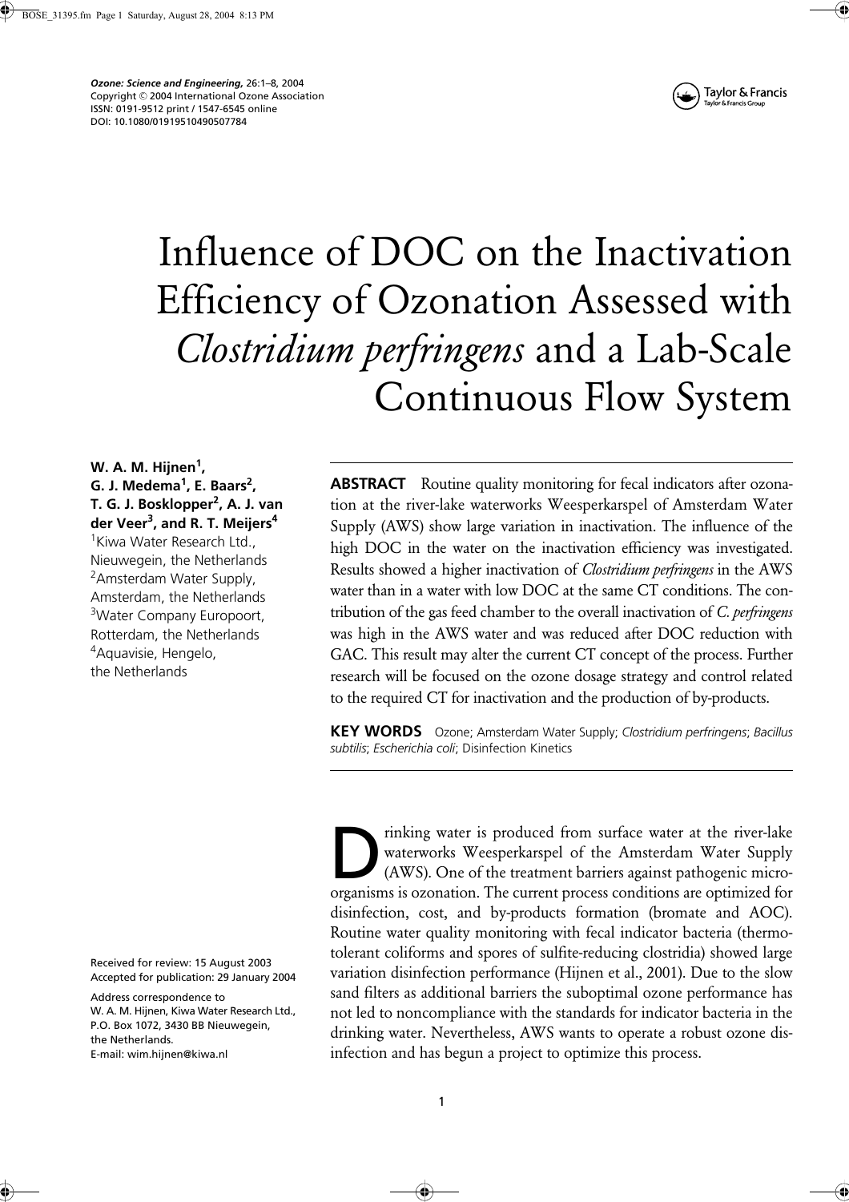*Ozone: Science and Engineering,* 26:1–8, 2004
Copyright © 2004 International Ozone Association
ISSN: 0191-9512 print / 1547-6545 online
DOI: 10.1080/01919510490507784

# Influence of DOC on the Inactivation Efficiency of Ozonation Assessed with *Clostridium perfringens* and a Lab-Scale Continuous Flow System

**W. A. M. Hijnen[1], G. J. Medema[1], E. Baars[2], T. G. J. Bosklopper[2], A. J. van der Veer[3], and R. T. Meijers[4]**

[1]Kiwa Water Research Ltd., Nieuwegein, the Netherlands
[2]Amsterdam Water Supply, Amsterdam, the Netherlands
[3]Water Company Europoort, Rotterdam, the Netherlands
[4]Aquavisie, Hengelo, the Netherlands

**ABSTRACT** Routine quality monitoring for fecal indicators after ozonation at the river-lake waterworks Weesperkarspel of Amsterdam Water Supply (AWS) show large variation in inactivation. The influence of the high DOC in the water on the inactivation efficiency was investigated. Results showed a higher inactivation of *Clostridium perfringens* in the AWS water than in a water with low DOC at the same CT conditions. The contribution of the gas feed chamber to the overall inactivation of *C. perfringens* was high in the AWS water and was reduced after DOC reduction with GAC. This result may alter the current CT concept of the process. Further research will be focused on the ozone dosage strategy and control related to the required CT for inactivation and the production of by-products.

**KEY WORDS** Ozone; Amsterdam Water Supply; *Clostridium perfringens*; *Bacillus subtilis*; *Escherichia coli*; Disinfection Kinetics

Received for review: 15 August 2003
Accepted for publication: 29 January 2004

Address correspondence to W. A. M. Hijnen, Kiwa Water Research Ltd., P.O. Box 1072, 3430 BB Nieuwegein, the Netherlands.
E-mail: wim.hijnen@kiwa.nl

Drinking water is produced from surface water at the river-lake waterworks Weesperkarspel of the Amsterdam Water Supply (AWS). One of the treatment barriers against pathogenic microorganisms is ozonation. The current process conditions are optimized for disinfection, cost, and by-products formation (bromate and AOC). Routine water quality monitoring with fecal indicator bacteria (thermotolerant coliforms and spores of sulfite-reducing clostridia) showed large variation disinfection performance (Hijnen et al., 2001). Due to the slow sand filters as additional barriers the suboptimal ozone performance has not led to noncompliance with the standards for indicator bacteria in the drinking water. Nevertheless, AWS wants to operate a robust ozone disinfection and has begun a project to optimize this process.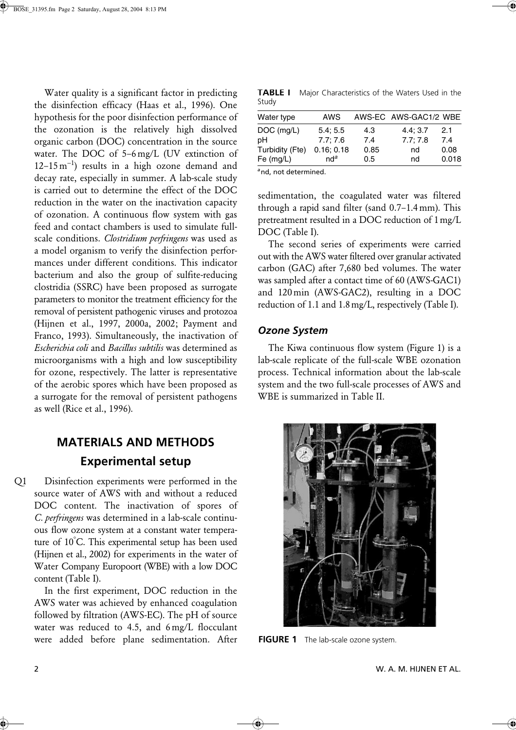Water quality is a significant factor in predicting the disinfection efficacy (Haas et al., 1996). One hypothesis for the poor disinfection performance of the ozonation is the relatively high dissolved organic carbon (DOC) concentration in the source water. The DOC of 5–6 mg/L (UV extinction of 12–15 $m^{-1}$) results in a high ozone demand and decay rate, especially in summer. A lab-scale study is carried out to determine the effect of the DOC reduction in the water on the inactivation capacity of ozonation. A continuous flow system with gas feed and contact chambers is used to simulate full-scale conditions. *Clostridium perfringens* was used as a model organism to verify the disinfection performances under different conditions. This indicator bacterium and also the group of sulfite-reducing clostridia (SSRC) have been proposed as surrogate parameters to monitor the treatment efficiency for the removal of persistent pathogenic viruses and protozoa (Hijnen et al., 1997, 2000a, 2002; Payment and Franco, 1993). Simultaneously, the inactivation of *Escherichia coli* and *Bacillus subtilis* was determined as microorganisms with a high and low susceptibility for ozone, respectively. The latter is representative of the aerobic spores which have been proposed as a surrogate for the removal of persistent pathogens as well (Rice et al., 1996).

## MATERIALS AND METHODS

### Experimental setup

Q1 Disinfection experiments were performed in the source water of AWS with and without a reduced DOC content. The inactivation of spores of *C. perfringens* was determined in a lab-scale continuous flow ozone system at a constant water temperature of 10°C. This experimental setup has been used (Hijnen et al., 2002) for experiments in the water of Water Company Europoort (WBE) with a low DOC content (Table I).

In the first experiment, DOC reduction in the AWS water was achieved by enhanced coagulation followed by filtration (AWS-EC). The pH of source water was reduced to 4.5, and 6 mg/L flocculant were added before plane sedimentation. After sedimentation, the coagulated water was filtered through a rapid sand filter (sand 0.7–1.4 mm). This pretreatment resulted in a DOC reduction of 1 mg/L DOC (Table I).

The second series of experiments were carried out with the AWS water filtered over granular activated carbon (GAC) after 7,680 bed volumes. The water was sampled after a contact time of 60 (AWS-GAC1) and 120 min (AWS-GAC2), resulting in a DOC reduction of 1.1 and 1.8 mg/L, respectively (Table I).

**TABLE I** Major Characteristics of the Waters Used in the Study

| Water type | AWS | AWS-EC | AWS-GAC1/2 | WBE |
|---|---|---|---|---|
| DOC (mg/L) | 5.4; 5.5 | 4.3 | 4.4; 3.7 | 2.1 |
| pH | 7.7; 7.6 | 7.4 | 7.7; 7.8 | 7.4 |
| Turbidity (Fte) | 0.16; 0.18 | 0.85 | nd | 0.08 |
| Fe (mg/L) | nd[a] | 0.5 | nd | 0.018 |

[a] nd, not determined.

### *Ozone System*

The Kiwa continuous flow system (Figure 1) is a lab-scale replicate of the full-scale WBE ozonation process. Technical information about the lab-scale system and the two full-scale processes of AWS and WBE is summarized in Table II.

**FIGURE 1** The lab-scale ozone system.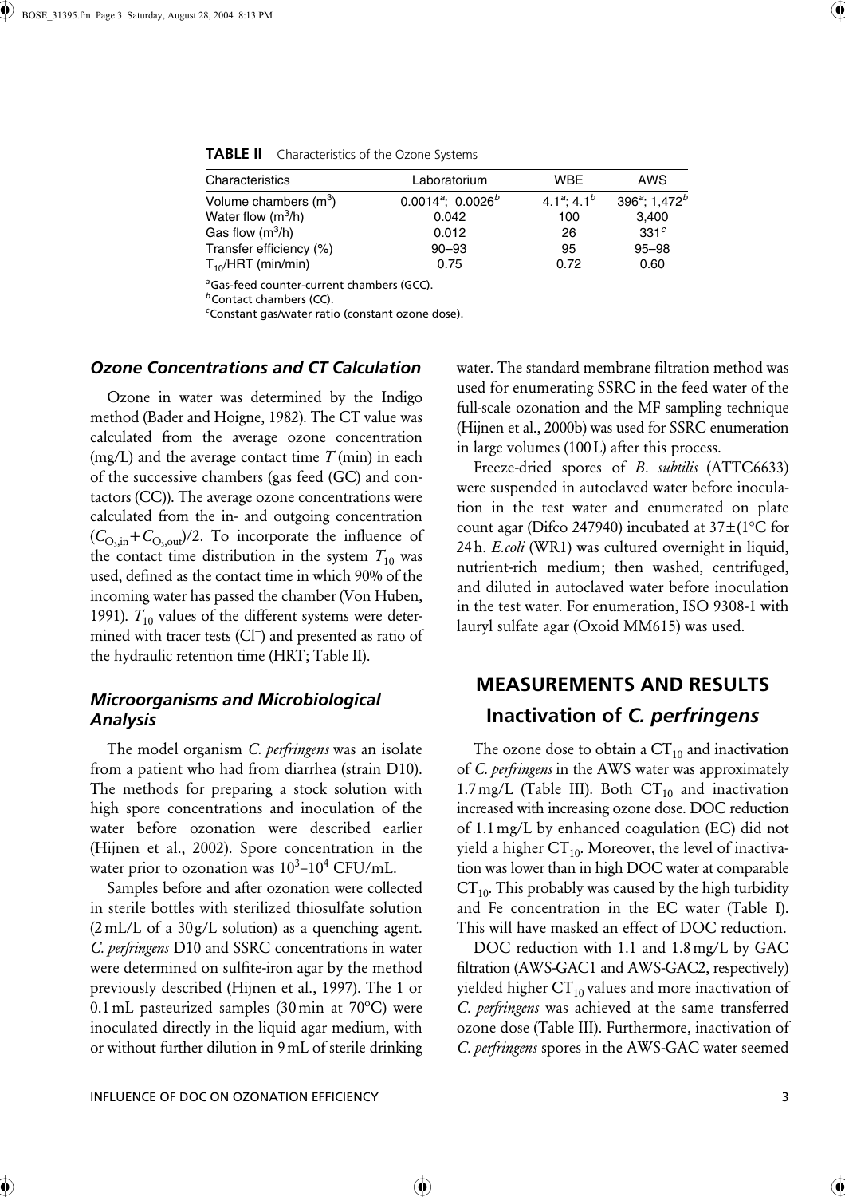**TABLE II** Characteristics of the Ozone Systems

| Characteristics | Laboratorium | WBE | AWS |
|---|---|---|---|
| Volume chambers ($m^3$) | $0.0014^a$; $0.0026^b$ | $4.1^a$; $4.1^b$ | $396^a$; $1{,}472^b$ |
| Water flow ($m^3$/h) | 0.042 | 100 | 3,400 |
| Gas flow ($m^3$/h) | 0.012 | 26 | $331^c$ |
| Transfer efficiency (%) | 90–93 | 95 | 95–98 |
| $T_{10}$/HRT (min/min) | 0.75 | 0.72 | 0.60 |

[a]Gas-feed counter-current chambers (GCC).
[b]Contact chambers (CC).
[c]Constant gas/water ratio (constant ozone dose).

### *Ozone Concentrations and CT Calculation*

Ozone in water was determined by the Indigo method (Bader and Hoigne, 1982). The CT value was calculated from the average ozone concentration (mg/L) and the average contact time $T$ (min) in each of the successive chambers (gas feed (GC) and contactors (CC)). The average ozone concentrations were calculated from the in- and outgoing concentration $(C_{O_3,in} + C_{O_3,out})/2$. To incorporate the influence of the contact time distribution in the system $T_{10}$ was used, defined as the contact time in which 90% of the incoming water has passed the chamber (Von Huben, 1991). $T_{10}$ values of the different systems were determined with tracer tests ($Cl^-$) and presented as ratio of the hydraulic retention time (HRT; Table II).

### *Microorganisms and Microbiological Analysis*

The model organism *C. perfringens* was an isolate from a patient who had from diarrhea (strain D10). The methods for preparing a stock solution with high spore concentrations and inoculation of the water before ozonation were described earlier (Hijnen et al., 2002). Spore concentration in the water prior to ozonation was $10^3$–$10^4$ CFU/mL.

Samples before and after ozonation were collected in sterile bottles with sterilized thiosulfate solution (2 mL/L of a 30 g/L solution) as a quenching agent. *C. perfringens* D10 and SSRC concentrations in water were determined on sulfite-iron agar by the method previously described (Hijnen et al., 1997). The 1 or 0.1 mL pasteurized samples (30 min at 70°C) were inoculated directly in the liquid agar medium, with or without further dilution in 9 mL of sterile drinking water. The standard membrane filtration method was used for enumerating SSRC in the feed water of the full-scale ozonation and the MF sampling technique (Hijnen et al., 2000b) was used for SSRC enumeration in large volumes (100 L) after this process.

Freeze-dried spores of *B. subtilis* (ATTC6633) were suspended in autoclaved water before inoculation in the test water and enumerated on plate count agar (Difco 247940) incubated at 37±(1°C for 24 h. *E.coli* (WR1) was cultured overnight in liquid, nutrient-rich medium; then washed, centrifuged, and diluted in autoclaved water before inoculation in the test water. For enumeration, ISO 9308-1 with lauryl sulfate agar (Oxoid MM615) was used.

## MEASUREMENTS AND RESULTS

### Inactivation of *C. perfringens*

The ozone dose to obtain a $CT_{10}$ and inactivation of *C. perfringens* in the AWS water was approximately 1.7 mg/L (Table III). Both $CT_{10}$ and inactivation increased with increasing ozone dose. DOC reduction of 1.1 mg/L by enhanced coagulation (EC) did not yield a higher $CT_{10}$. Moreover, the level of inactivation was lower than in high DOC water at comparable $CT_{10}$. This probably was caused by the high turbidity and Fe concentration in the EC water (Table I). This will have masked an effect of DOC reduction.

DOC reduction with 1.1 and 1.8 mg/L by GAC filtration (AWS-GAC1 and AWS-GAC2, respectively) yielded higher $CT_{10}$ values and more inactivation of *C. perfringens* was achieved at the same transferred ozone dose (Table III). Furthermore, inactivation of *C. perfringens* spores in the AWS-GAC water seemed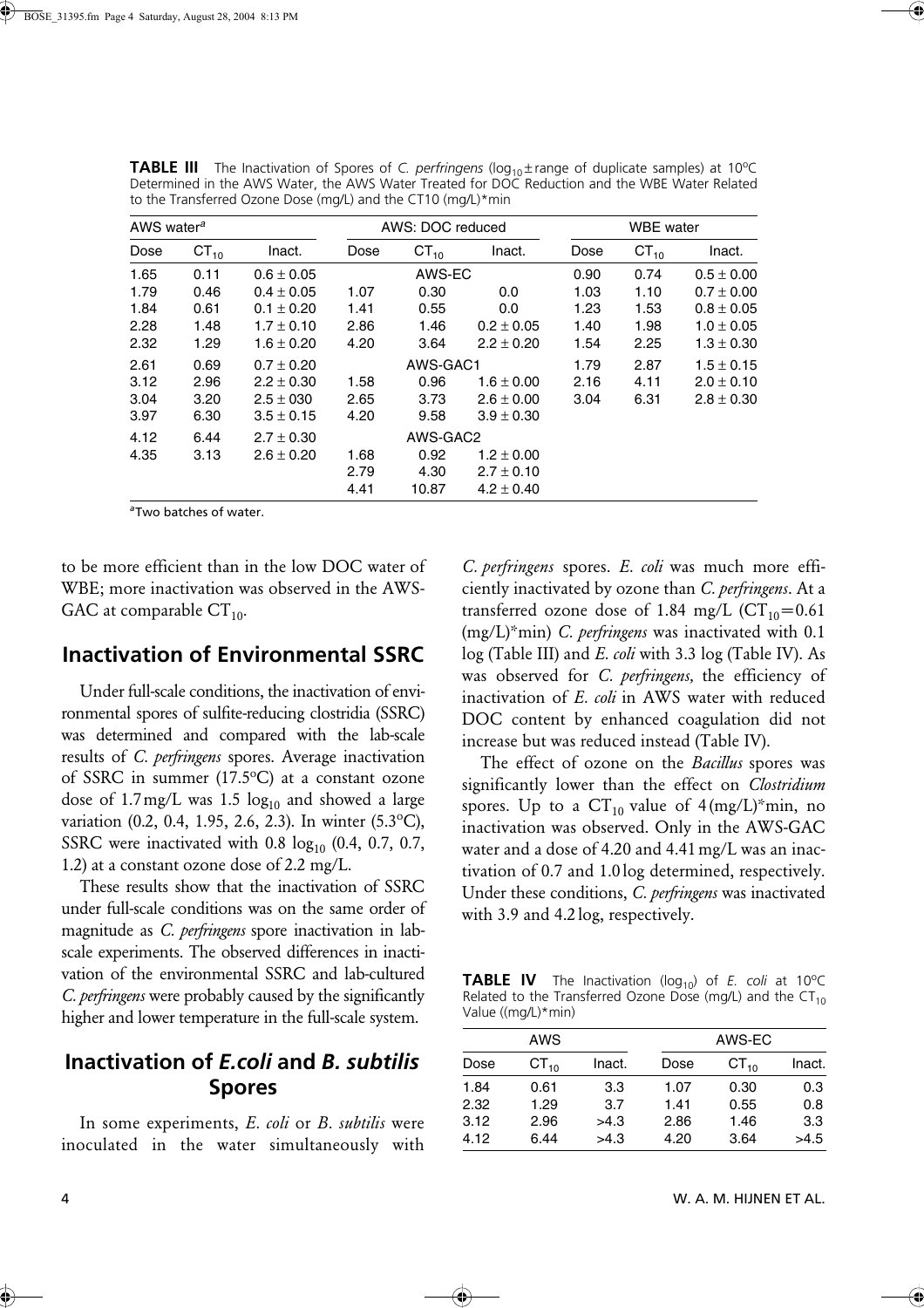**TABLE III** The Inactivation of Spores of *C. perfringens* ($log_{10}$ ± range of duplicate samples) at 10°C Determined in the AWS Water, the AWS Water Treated for DOC Reduction and the WBE Water Related to the Transferred Ozone Dose (mg/L) and the CT10 (mg/L)*min

| AWS water[a] | | | AWS: DOC reduced | | | WBE water | | |
|---|---|---|---|---|---|---|---|---|
| Dose | $CT_{10}$ | Inact. | Dose | $CT_{10}$ | Inact. | Dose | $CT_{10}$ | Inact. |
| 1.65 | 0.11 | 0.6 ± 0.05 | | AWS-EC | | 0.90 | 0.74 | 0.5 ± 0.00 |
| 1.79 | 0.46 | 0.4 ± 0.05 | 1.07 | 0.30 | 0.0 | 1.03 | 1.10 | 0.7 ± 0.00 |
| 1.84 | 0.61 | 0.1 ± 0.20 | 1.41 | 0.55 | 0.0 | 1.23 | 1.53 | 0.8 ± 0.05 |
| 2.28 | 1.48 | 1.7 ± 0.10 | 2.86 | 1.46 | 0.2 ± 0.05 | 1.40 | 1.98 | 1.0 ± 0.05 |
| 2.32 | 1.29 | 1.6 ± 0.20 | 4.20 | 3.64 | 2.2 ± 0.20 | 1.54 | 2.25 | 1.3 ± 0.30 |
| 2.61 | 0.69 | 0.7 ± 0.20 | | AWS-GAC1 | | 1.79 | 2.87 | 1.5 ± 0.15 |
| 3.12 | 2.96 | 2.2 ± 0.30 | 1.58 | 0.96 | 1.6 ± 0.00 | 2.16 | 4.11 | 2.0 ± 0.10 |
| 3.04 | 3.20 | 2.5 ± 030 | 2.65 | 3.73 | 2.6 ± 0.00 | 3.04 | 6.31 | 2.8 ± 0.30 |
| 3.97 | 6.30 | 3.5 ± 0.15 | 4.20 | 9.58 | 3.9 ± 0.30 | | | |
| 4.12 | 6.44 | 2.7 ± 0.30 | | AWS-GAC2 | | | | |
| 4.35 | 3.13 | 2.6 ± 0.20 | 1.68 | 0.92 | 1.2 ± 0.00 | | | |
| | | | 2.79 | 4.30 | 2.7 ± 0.10 | | | |
| | | | 4.41 | 10.87 | 4.2 ± 0.40 | | | |

[a]Two batches of water.

to be more efficient than in the low DOC water of WBE; more inactivation was observed in the AWS-GAC at comparable $CT_{10}$.

## Inactivation of Environmental SSRC

Under full-scale conditions, the inactivation of environmental spores of sulfite-reducing clostridia (SSRC) was determined and compared with the lab-scale results of *C. perfringens* spores. Average inactivation of SSRC in summer (17.5°C) at a constant ozone dose of 1.7 mg/L was 1.5 $log_{10}$ and showed a large variation (0.2, 0.4, 1.95, 2.6, 2.3). In winter (5.3°C), SSRC were inactivated with 0.8 $log_{10}$ (0.4, 0.7, 0.7, 1.2) at a constant ozone dose of 2.2 mg/L.

These results show that the inactivation of SSRC under full-scale conditions was on the same order of magnitude as *C. perfringens* spore inactivation in lab-scale experiments. The observed differences in inactivation of the environmental SSRC and lab-cultured *C. perfringens* were probably caused by the significantly higher and lower temperature in the full-scale system.

## Inactivation of *E.coli* and *B. subtilis* Spores

In some experiments, *E. coli* or *B. subtilis* were inoculated in the water simultaneously with *C. perfringens* spores. *E. coli* was much more efficiently inactivated by ozone than *C. perfringens*. At a transferred ozone dose of 1.84 mg/L ($CT_{10}$=0.61 (mg/L)*min) *C. perfringens* was inactivated with 0.1 log (Table III) and *E. coli* with 3.3 log (Table IV). As was observed for *C. perfringens*, the efficiency of inactivation of *E. coli* in AWS water with reduced DOC content by enhanced coagulation did not increase but was reduced instead (Table IV).

The effect of ozone on the *Bacillus* spores was significantly lower than the effect on *Clostridium* spores. Up to a $CT_{10}$ value of 4 (mg/L)*min, no inactivation was observed. Only in the AWS-GAC water and a dose of 4.20 and 4.41 mg/L was an inactivation of 0.7 and 1.0 log determined, respectively. Under these conditions, *C. perfringens* was inactivated with 3.9 and 4.2 log, respectively.

**TABLE IV** The Inactivation ($log_{10}$) of *E. coli* at 10°C Related to the Transferred Ozone Dose (mg/L) and the $CT_{10}$ Value ((mg/L)*min)

| AWS | | | AWS-EC | | |
|---|---|---|---|---|---|
| Dose | $CT_{10}$ | Inact. | Dose | $CT_{10}$ | Inact. |
| 1.84 | 0.61 | 3.3 | 1.07 | 0.30 | 0.3 |
| 2.32 | 1.29 | 3.7 | 1.41 | 0.55 | 0.8 |
| 3.12 | 2.96 | >4.3 | 2.86 | 1.46 | 3.3 |
| 4.12 | 6.44 | >4.3 | 4.20 | 3.64 | >4.5 |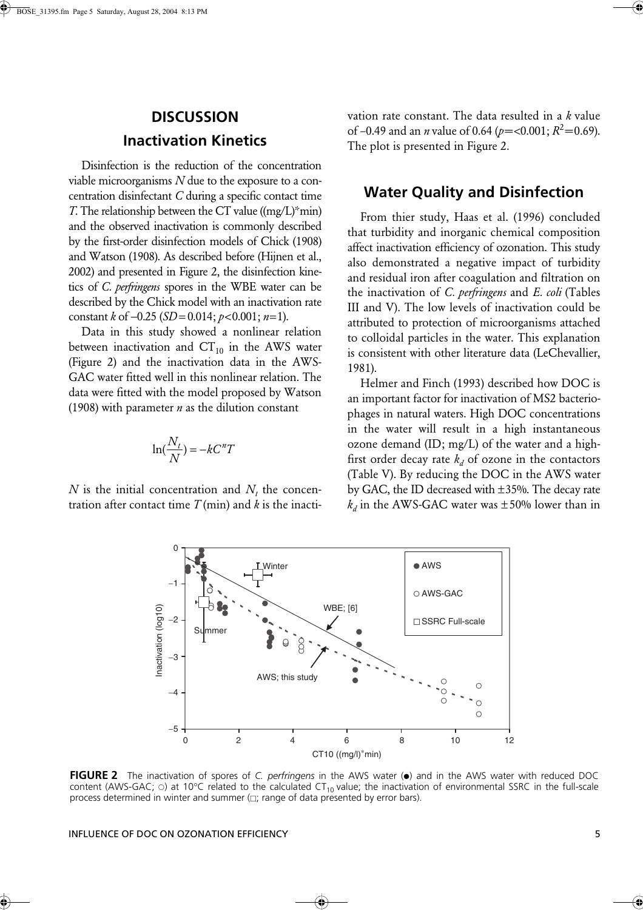## DISCUSSION

### Inactivation Kinetics

Disinfection is the reduction of the concentration viable microorganisms $N$ due to the exposure to a concentration disinfectant $C$ during a specific contact time $T$. The relationship between the CT value ((mg/L)*min) and the observed inactivation is commonly described by the first-order disinfection models of Chick (1908) and Watson (1908). As described before (Hijnen et al., 2002) and presented in Figure 2, the disinfection kinetics of *C. perfringens* spores in the WBE water can be described by the Chick model with an inactivation rate constant $k$ of –0.25 ($SD = 0.014$; $p < 0.001$; $n = 1$).

Data in this study showed a nonlinear relation between inactivation and $CT_{10}$ in the AWS water (Figure 2) and the inactivation data in the AWS-GAC water fitted well in this nonlinear relation. The data were fitted with the model proposed by Watson (1908) with parameter $n$ as the dilution constant

$$\ln\left(\frac{N_t}{N}\right) = -kC^nT$$

$N$ is the initial concentration and $N_t$ the concentration after contact time $T$ (min) and $k$ is the inactivation rate constant. The data resulted in a $k$ value of –0.49 and an $n$ value of 0.64 ($p = < 0.001$; $R^2 = 0.69$). The plot is presented in Figure 2.

### Water Quality and Disinfection

From thier study, Haas et al. (1996) concluded that turbidity and inorganic chemical composition affect inactivation efficiency of ozonation. This study also demonstrated a negative impact of turbidity and residual iron after coagulation and filtration on the inactivation of *C. perfringens* and *E. coli* (Tables III and V). The low levels of inactivation could be attributed to protection of microorganisms attached to colloidal particles in the water. This explanation is consistent with other literature data (LeChevallier, 1981).

Helmer and Finch (1993) described how DOC is an important factor for inactivation of MS2 bacteriophages in natural waters. High DOC concentrations in the water will result in a high instantaneous ozone demand (ID; mg/L) of the water and a high-first order decay rate $k_d$ of ozone in the contactors (Table V). By reducing the DOC in the AWS water by GAC, the ID decreased with ±35%. The decay rate $k_d$ in the AWS-GAC water was ±50% lower than in

**FIGURE 2** The inactivation of spores of *C. perfringens* in the AWS water (●) and in the AWS water with reduced DOC content (AWS-GAC; ○) at 10°C related to the calculated $CT_{10}$ value; the inactivation of environmental SSRC in the full-scale process determined in winter and summer (□; range of data presented by error bars).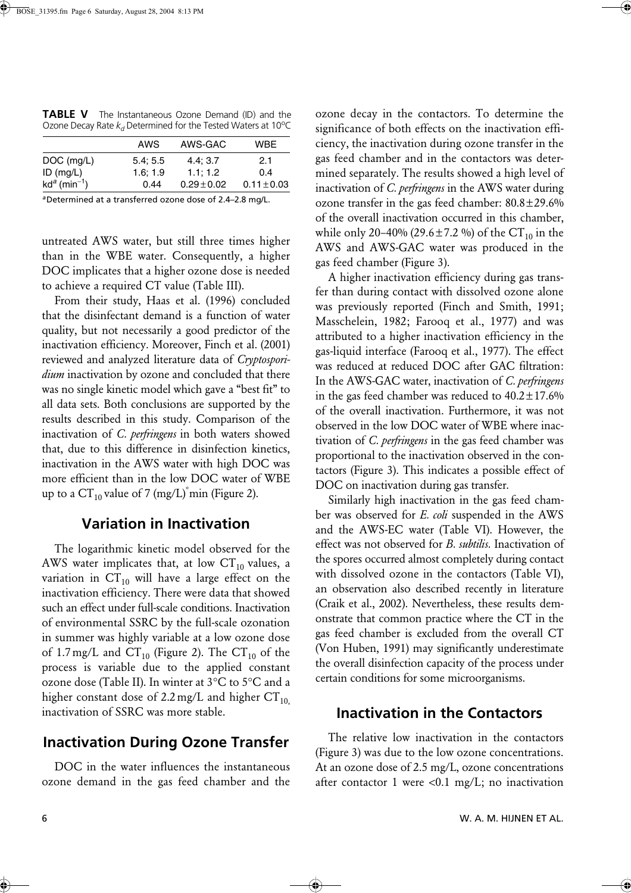**TABLE V** The Instantaneous Ozone Demand (ID) and the Ozone Decay Rate $k_d$ Determined for the Tested Waters at 10°C

| | AWS | AWS-GAC | WBE |
|---|---|---|---|
| DOC (mg/L) | 5.4; 5.5 | 4.4; 3.7 | 2.1 |
| ID (mg/L) | 1.6; 1.9 | 1.1; 1.2 | 0.4 |
| kd[a] ($min^{-1}$) | 0.44 | 0.29 ± 0.02 | 0.11 ± 0.03 |

[a]Determined at a transferred ozone dose of 2.4–2.8 mg/L.

untreated AWS water, but still three times higher than in the WBE water. Consequently, a higher DOC implicates that a higher ozone dose is needed to achieve a required CT value (Table III).

From their study, Haas et al. (1996) concluded that the disinfectant demand is a function of water quality, but not necessarily a good predictor of the inactivation efficiency. Moreover, Finch et al. (2001) reviewed and analyzed literature data of *Cryptosporidium* inactivation by ozone and concluded that there was no single kinetic model which gave a "best fit" to all data sets. Both conclusions are supported by the results described in this study. Comparison of the inactivation of *C. perfringens* in both waters showed that, due to this difference in disinfection kinetics, inactivation in the AWS water with high DOC was more efficient than in the low DOC water of WBE up to a $CT_{10}$ value of 7 (mg/L)*min (Figure 2).

## Variation in Inactivation

The logarithmic kinetic model observed for the AWS water implicates that, at low $CT_{10}$ values, a variation in $CT_{10}$ will have a large effect on the inactivation efficiency. There were data that showed such an effect under full-scale conditions. Inactivation of environmental SSRC by the full-scale ozonation in summer was highly variable at a low ozone dose of 1.7 mg/L and $CT_{10}$ (Figure 2). The $CT_{10}$ of the process is variable due to the applied constant ozone dose (Table II). In winter at 3°C to 5°C and a higher constant dose of 2.2 mg/L and higher $CT_{10}$, inactivation of SSRC was more stable.

## Inactivation During Ozone Transfer

DOC in the water influences the instantaneous ozone demand in the gas feed chamber and the ozone decay in the contactors. To determine the significance of both effects on the inactivation efficiency, the inactivation during ozone transfer in the gas feed chamber and in the contactors was determined separately. The results showed a high level of inactivation of *C. perfringens* in the AWS water during ozone transfer in the gas feed chamber: 80.8 ± 29.6% of the overall inactivation occurred in this chamber, while only 20–40% (29.6 ± 7.2 %) of the $CT_{10}$ in the AWS and AWS-GAC water was produced in the gas feed chamber (Figure 3).

A higher inactivation efficiency during gas transfer than during contact with dissolved ozone alone was previously reported (Finch and Smith, 1991; Masschelein, 1982; Farooq et al., 1977) and was attributed to a higher inactivation efficiency in the gas-liquid interface (Farooq et al., 1977). The effect was reduced at reduced DOC after GAC filtration: In the AWS-GAC water, inactivation of *C. perfringens* in the gas feed chamber was reduced to 40.2 ± 17.6% of the overall inactivation. Furthermore, it was not observed in the low DOC water of WBE where inactivation of *C. perfringens* in the gas feed chamber was proportional to the inactivation observed in the contactors (Figure 3). This indicates a possible effect of DOC on inactivation during gas transfer.

Similarly high inactivation in the gas feed chamber was observed for *E. coli* suspended in the AWS and the AWS-EC water (Table VI). However, the effect was not observed for *B. subtilis*. Inactivation of the spores occurred almost completely during contact with dissolved ozone in the contactors (Table VI), an observation also described recently in literature (Craik et al., 2002). Nevertheless, these results demonstrate that common practice where the CT in the gas feed chamber is excluded from the overall CT (Von Huben, 1991) may significantly underestimate the overall disinfection capacity of the process under certain conditions for some microorganisms.

## Inactivation in the Contactors

The relative low inactivation in the contactors (Figure 3) was due to the low ozone concentrations. At an ozone dose of 2.5 mg/L, ozone concentrations after contactor 1 were <0.1 mg/L; no inactivation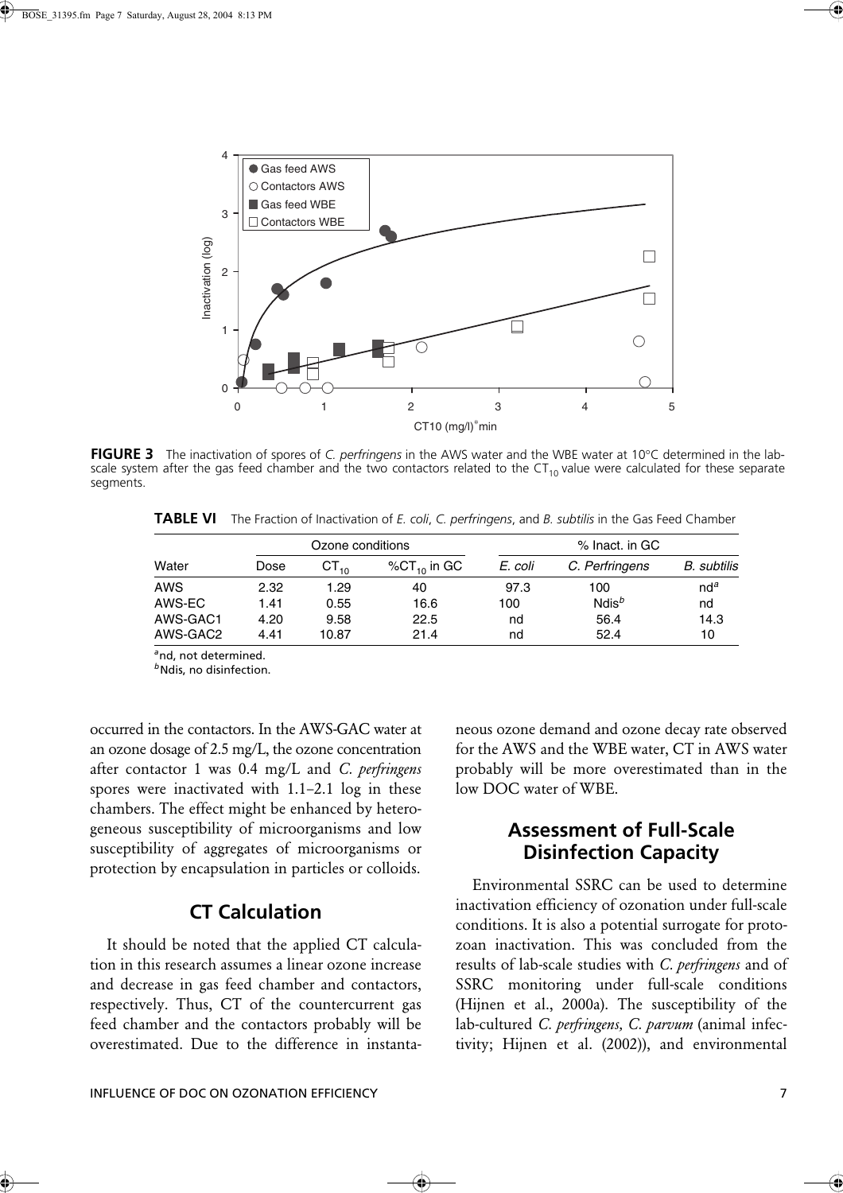**FIGURE 3** The inactivation of spores of *C. perfringens* in the AWS water and the WBE water at 10°C determined in the lab-scale system after the gas feed chamber and the two contactors related to the $CT_{10}$ value were calculated for these separate segments.

**TABLE VI** The Fraction of Inactivation of *E. coli*, *C. perfringens*, and *B. subtilis* in the Gas Feed Chamber

| Water | Ozone conditions | | | % Inact. in GC | | |
|---|---|---|---|---|---|---|
| | Dose | $CT_{10}$ | $\%CT_{10}$ in GC | *E. coli* | *C. Perfringens* | *B. subtilis* |
| AWS | 2.32 | 1.29 | 40 | 97.3 | 100 | nd[a] |
| AWS-EC | 1.41 | 0.55 | 16.6 | 100 | Ndis[b] | nd |
| AWS-GAC1 | 4.20 | 9.58 | 22.5 | nd | 56.4 | 14.3 |
| AWS-GAC2 | 4.41 | 10.87 | 21.4 | nd | 52.4 | 10 |

[a]nd, not determined.
[b]Ndis, no disinfection.

occurred in the contactors. In the AWS-GAC water at an ozone dosage of 2.5 mg/L, the ozone concentration after contactor 1 was 0.4 mg/L and *C. perfringens* spores were inactivated with 1.1–2.1 log in these chambers. The effect might be enhanced by heterogeneous susceptibility of microorganisms and low susceptibility of aggregates of microorganisms or protection by encapsulation in particles or colloids.

## CT Calculation

It should be noted that the applied CT calculation in this research assumes a linear ozone increase and decrease in gas feed chamber and contactors, respectively. Thus, CT of the countercurrent gas feed chamber and the contactors probably will be overestimated. Due to the difference in instantaneous ozone demand and ozone decay rate observed for the AWS and the WBE water, CT in AWS water probably will be more overestimated than in the low DOC water of WBE.

## Assessment of Full-Scale Disinfection Capacity

Environmental SSRC can be used to determine inactivation efficiency of ozonation under full-scale conditions. It is also a potential surrogate for protozoan inactivation. This was concluded from the results of lab-scale studies with *C. perfringens* and of SSRC monitoring under full-scale conditions (Hijnen et al., 2000a). The susceptibility of the lab-cultured *C. perfringens, C. parvum* (animal infectivity; Hijnen et al. (2002)), and environmental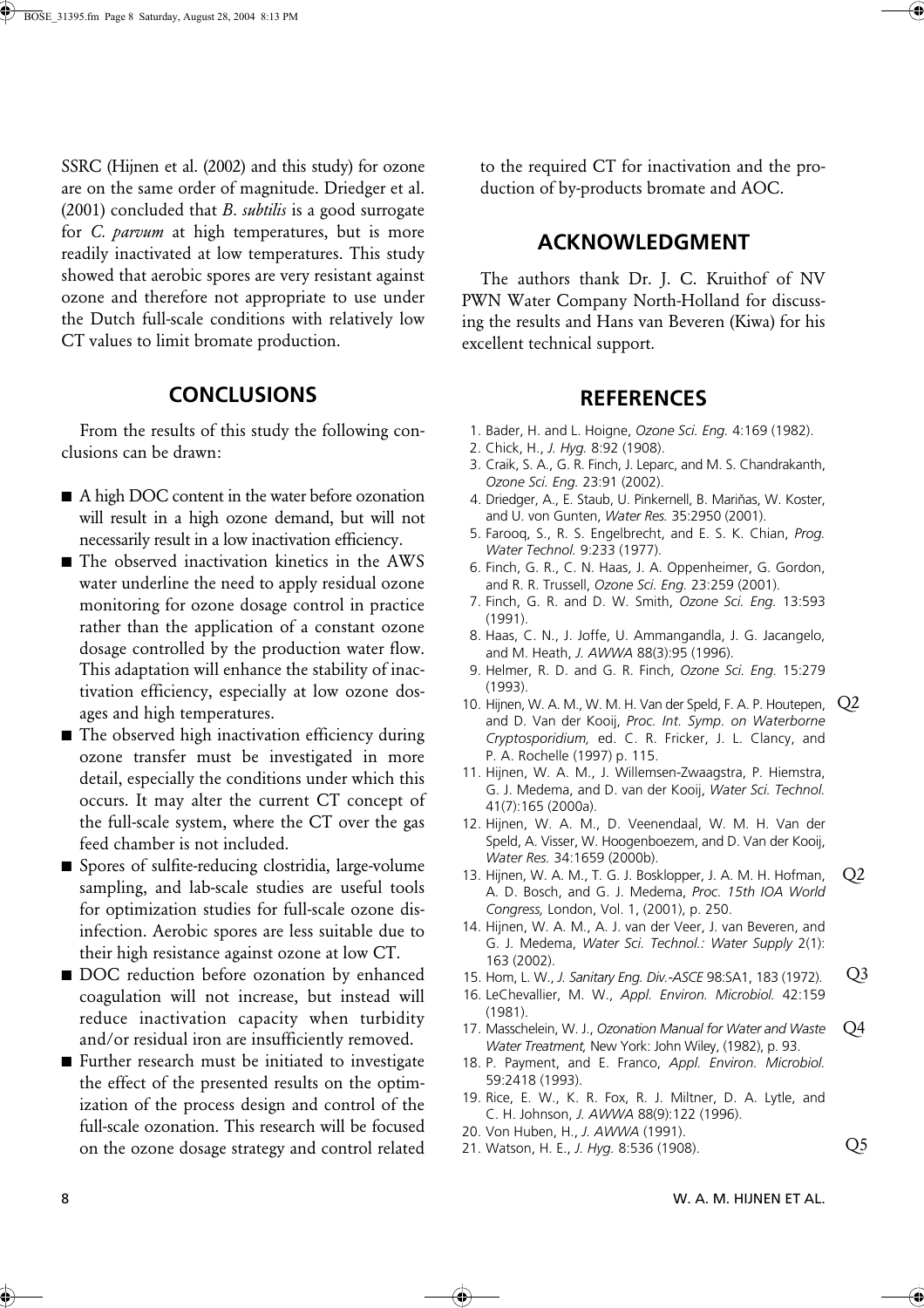SSRC (Hijnen et al. (2002) and this study) for ozone are on the same order of magnitude. Driedger et al. (2001) concluded that *B. subtilis* is a good surrogate for *C. parvum* at high temperatures, but is more readily inactivated at low temperatures. This study showed that aerobic spores are very resistant against ozone and therefore not appropriate to use under the Dutch full-scale conditions with relatively low CT values to limit bromate production.

## CONCLUSIONS

From the results of this study the following conclusions can be drawn:

- A high DOC content in the water before ozonation will result in a high ozone demand, but will not necessarily result in a low inactivation efficiency.
- The observed inactivation kinetics in the AWS water underline the need to apply residual ozone monitoring for ozone dosage control in practice rather than the application of a constant ozone dosage controlled by the production water flow. This adaptation will enhance the stability of inactivation efficiency, especially at low ozone dosages and high temperatures.
- The observed high inactivation efficiency during ozone transfer must be investigated in more detail, especially the conditions under which this occurs. It may alter the current CT concept of the full-scale system, where the CT over the gas feed chamber is not included.
- Spores of sulfite-reducing clostridia, large-volume sampling, and lab-scale studies are useful tools for optimization studies for full-scale ozone disinfection. Aerobic spores are less suitable due to their high resistance against ozone at low CT.
- DOC reduction before ozonation by enhanced coagulation will not increase, but instead will reduce inactivation capacity when turbidity and/or residual iron are insufficiently removed.
- Further research must be initiated to investigate the effect of the presented results on the optimization of the process design and control of the full-scale ozonation. This research will be focused on the ozone dosage strategy and control related to the required CT for inactivation and the production of by-products bromate and AOC.

## ACKNOWLEDGMENT

The authors thank Dr. J. C. Kruithof of NV PWN Water Company North-Holland for discussing the results and Hans van Beveren (Kiwa) for his excellent technical support.

## REFERENCES

1. Bader, H. and L. Hoigne, *Ozone Sci. Eng.* 4:169 (1982).
2. Chick, H., *J. Hyg.* 8:92 (1908).
3. Craik, S. A., G. R. Finch, J. Leparc, and M. S. Chandrakanth, *Ozone Sci. Eng.* 23:91 (2002).
4. Driedger, A., E. Staub, U. Pinkernell, B. Mariñas, W. Koster, and U. von Gunten, *Water Res.* 35:2950 (2001).
5. Farooq, S., R. S. Engelbrecht, and E. S. K. Chian, *Prog. Water Technol.* 9:233 (1977).
6. Finch, G. R., C. N. Haas, J. A. Oppenheimer, G. Gordon, and R. R. Trussell, *Ozone Sci. Eng.* 23:259 (2001).
7. Finch, G. R. and D. W. Smith, *Ozone Sci. Eng.* 13:593 (1991).
8. Haas, C. N., J. Joffe, U. Ammangandla, J. G. Jacangelo, and M. Heath, *J. AWWA* 88(3):95 (1996).
9. Helmer, R. D. and G. R. Finch, *Ozone Sci. Eng.* 15:279 (1993).
10. Hijnen, W. A. M., W. M. H. Van der Speld, F. A. P. Houtepen, and D. Van der Kooij, *Proc. Int. Symp. on Waterborne Cryptosporidium,* ed. C. R. Fricker, J. L. Clancy, and P. A. Rochelle (1997) p. 115. Q2
11. Hijnen, W. A. M., J. Willemsen-Zwaagstra, P. Hiemstra, G. J. Medema, and D. van der Kooij, *Water Sci. Technol.* 41(7):165 (2000a).
12. Hijnen, W. A. M., D. Veenendaal, W. M. H. Van der Speld, A. Visser, W. Hoogenboezem, and D. Van der Kooij, *Water Res.* 34:1659 (2000b).
13. Hijnen, W. A. M., T. G. J. Bosklopper, J. A. M. H. Hofman, A. D. Bosch, and G. J. Medema, *Proc. 15th IOA World Congress,* London, Vol. 1, (2001), p. 250. Q2
14. Hijnen, W. A. M., A. J. van der Veer, J. van Beveren, and G. J. Medema, *Water Sci. Technol.: Water Supply* 2(1): 163 (2002).
15. Hom, L. W., *J. Sanitary Eng. Div.-ASCE* 98:SA1, 183 (1972). Q3
16. LeChevallier, M. W., *Appl. Environ. Microbiol.* 42:159 (1981).
17. Masschelein, W. J., *Ozonation Manual for Water and Waste Water Treatment,* New York: John Wiley, (1982), p. 93. Q4
18. P. Payment, and E. Franco, *Appl. Environ. Microbiol.* 59:2418 (1993).
19. Rice, E. W., K. R. Fox, R. J. Miltner, D. A. Lytle, and C. H. Johnson, *J. AWWA* 88(9):122 (1996).
20. Von Huben, H., *J. AWWA* (1991).
21. Watson, H. E., *J. Hyg.* 8:536 (1908). Q5